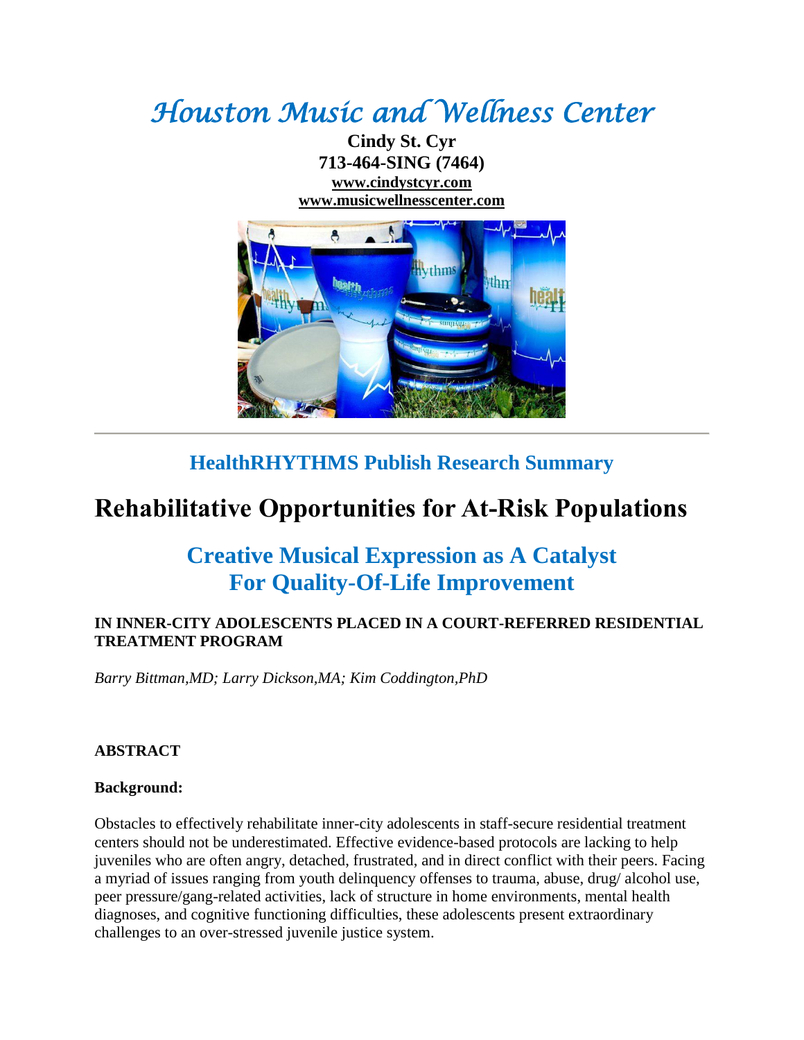# *Houston Music and Wellness Center*

**Cindy St. Cyr**
**713-464-SING (7464)**
**www.cindystcyr.com**
**www.musicwellnesscenter.com**

---

## HealthRHYTHMS Publish Research Summary

# Rehabilitative Opportunities for At-Risk Populations

## Creative Musical Expression as A Catalyst For Quality-Of-Life Improvement

**IN INNER-CITY ADOLESCENTS PLACED IN A COURT-REFERRED RESIDENTIAL TREATMENT PROGRAM**

*Barry Bittman,MD; Larry Dickson,MA; Kim Coddington,PhD*

**ABSTRACT**

**Background:**

Obstacles to effectively rehabilitate inner-city adolescents in staff-secure residential treatment centers should not be underestimated. Effective evidence-based protocols are lacking to help juveniles who are often angry, detached, frustrated, and in direct conflict with their peers. Facing a myriad of issues ranging from youth delinquency offenses to trauma, abuse, drug/ alcohol use, peer pressure/gang-related activities, lack of structure in home environments, mental health diagnoses, and cognitive functioning difficulties, these adolescents present extraordinary challenges to an over-stressed juvenile justice system.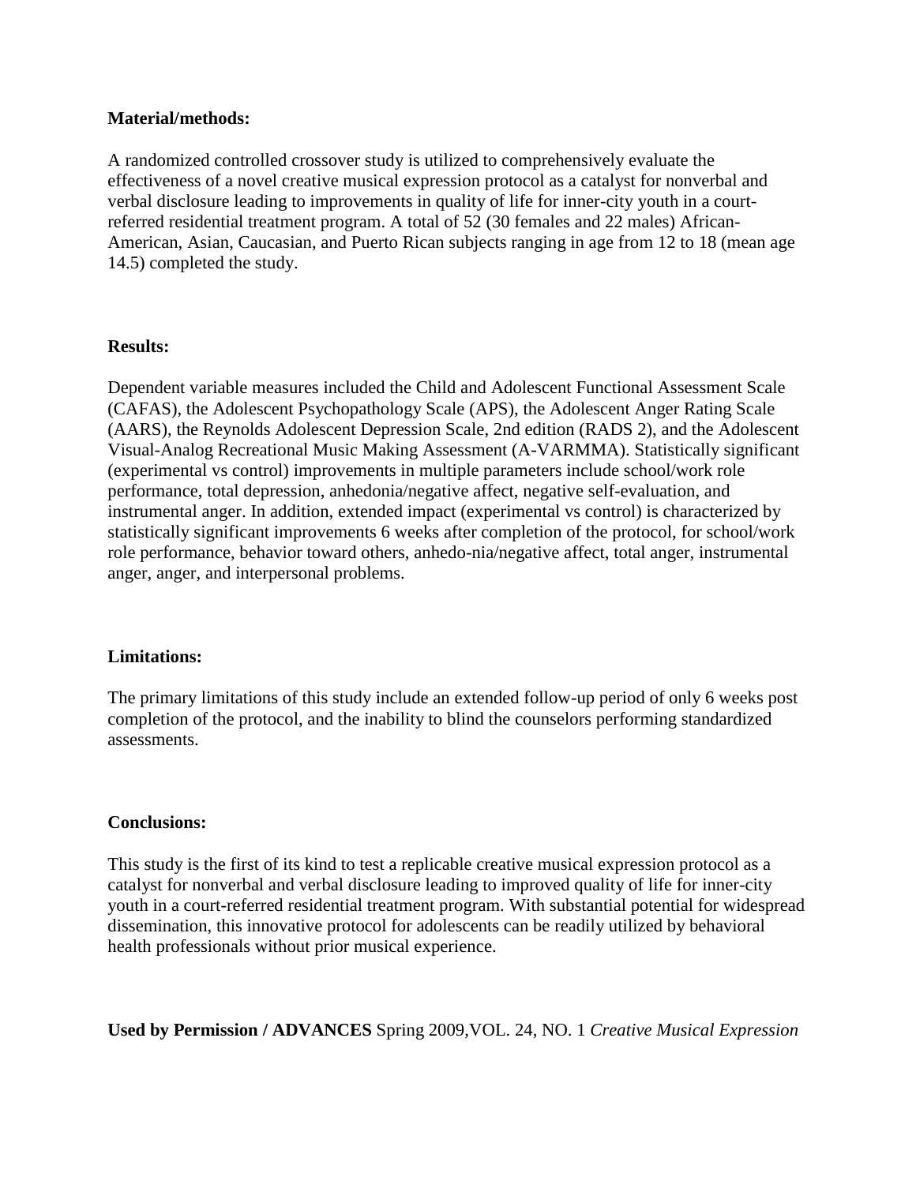**Material/methods:**

A randomized controlled crossover study is utilized to comprehensively evaluate the effectiveness of a novel creative musical expression protocol as a catalyst for nonverbal and verbal disclosure leading to improvements in quality of life for inner-city youth in a court-referred residential treatment program. A total of 52 (30 females and 22 males) African-American, Asian, Caucasian, and Puerto Rican subjects ranging in age from 12 to 18 (mean age 14.5) completed the study.

**Results:**

Dependent variable measures included the Child and Adolescent Functional Assessment Scale (CAFAS), the Adolescent Psychopathology Scale (APS), the Adolescent Anger Rating Scale (AARS), the Reynolds Adolescent Depression Scale, 2nd edition (RADS 2), and the Adolescent Visual-Analog Recreational Music Making Assessment (A-VARMMA). Statistically significant (experimental vs control) improvements in multiple parameters include school/work role performance, total depression, anhedonia/negative affect, negative self-evaluation, and instrumental anger. In addition, extended impact (experimental vs control) is characterized by statistically significant improvements 6 weeks after completion of the protocol, for school/work role performance, behavior toward others, anhedo-nia/negative affect, total anger, instrumental anger, anger, and interpersonal problems.

**Limitations:**

The primary limitations of this study include an extended follow-up period of only 6 weeks post completion of the protocol, and the inability to blind the counselors performing standardized assessments.

**Conclusions:**

This study is the first of its kind to test a replicable creative musical expression protocol as a catalyst for nonverbal and verbal disclosure leading to improved quality of life for inner-city youth in a court-referred residential treatment program. With substantial potential for widespread dissemination, this innovative protocol for adolescents can be readily utilized by behavioral health professionals without prior musical experience.

**Used by Permission / ADVANCES** Spring 2009,VOL. 24, NO. 1 *Creative Musical Expression*